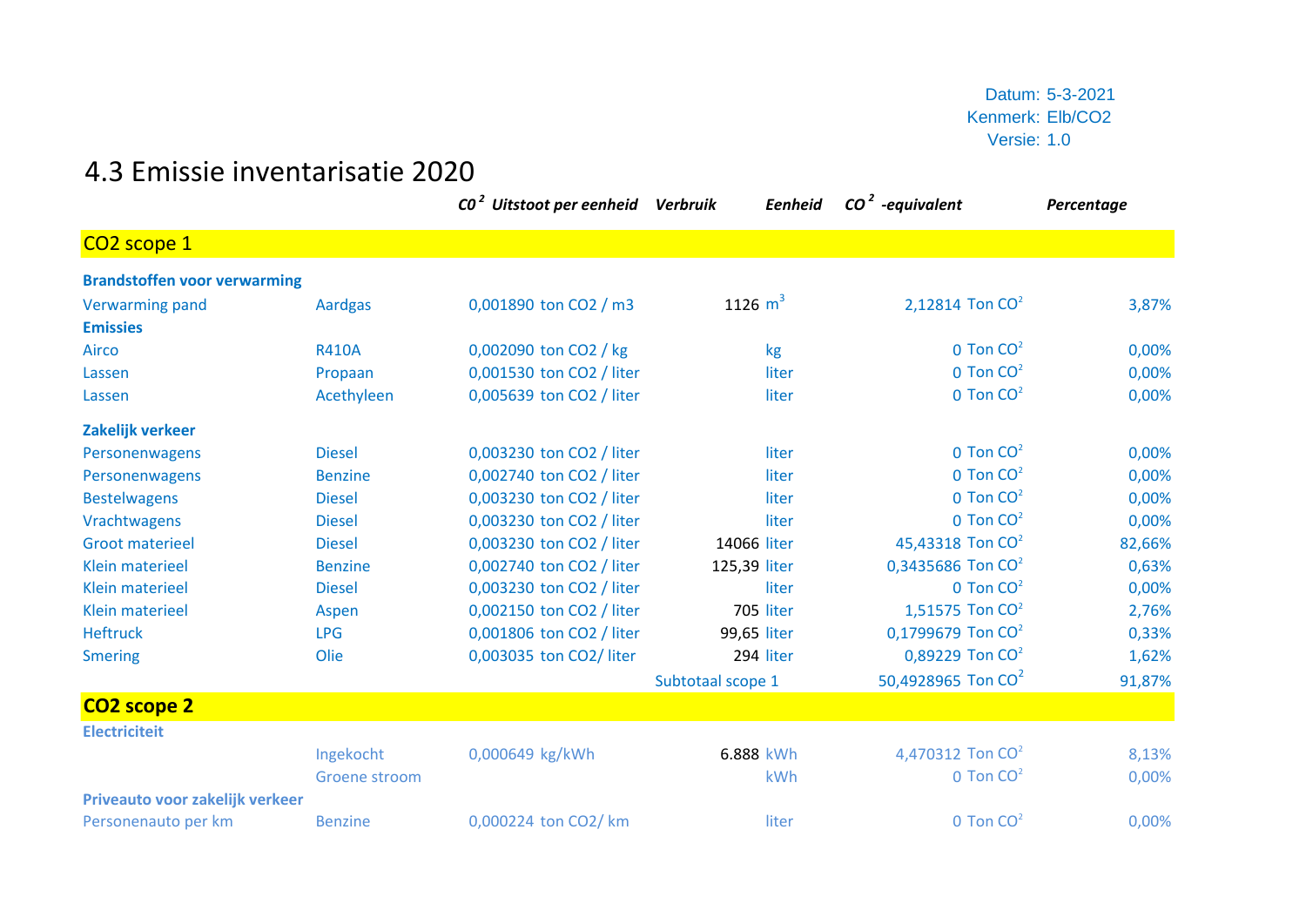Datum: 5-3-2021
Kenmerk: Elb/CO2
Versie: 1.0

# 4.3 Emissie inventarisatie 2020

| | | $CO^2$ Uitstoot per eenheid | | Verbruik | Eenheid | $CO^2$ -equivalent | | Percentage |
|---|---|---|---|---|---|---|---|---|
| **CO2 scope 1** | | | | | | | | |
| **Brandstoffen voor verwarming** | | | | | | | | |
| Verwarming pand | Aardgas | 0,001890 | ton CO2 / m3 | 1126 | $m^3$ | 2,12814 | Ton $CO^2$ | 3,87% |
| **Emissies** | | | | | | | | |
| Airco | R410A | 0,002090 | ton CO2 / kg | | kg | 0 | Ton $CO^2$ | 0,00% |
| Lassen | Propaan | 0,001530 | ton CO2 / liter | | liter | 0 | Ton $CO^2$ | 0,00% |
| Lassen | Acethyleen | 0,005639 | ton CO2 / liter | | liter | 0 | Ton $CO^2$ | 0,00% |
| **Zakelijk verkeer** | | | | | | | | |
| Personenwagens | Diesel | 0,003230 | ton CO2 / liter | | liter | 0 | Ton $CO^2$ | 0,00% |
| Personenwagens | Benzine | 0,002740 | ton CO2 / liter | | liter | 0 | Ton $CO^2$ | 0,00% |
| Bestelwagens | Diesel | 0,003230 | ton CO2 / liter | | liter | 0 | Ton $CO^2$ | 0,00% |
| Vrachtwagens | Diesel | 0,003230 | ton CO2 / liter | | liter | 0 | Ton $CO^2$ | 0,00% |
| Groot materieel | Diesel | 0,003230 | ton CO2 / liter | 14066 | liter | 45,43318 | Ton $CO^2$ | 82,66% |
| Klein materieel | Benzine | 0,002740 | ton CO2 / liter | 125,39 | liter | 0,3435686 | Ton $CO^2$ | 0,63% |
| Klein materieel | Diesel | 0,003230 | ton CO2 / liter | | liter | 0 | Ton $CO^2$ | 0,00% |
| Klein materieel | Aspen | 0,002150 | ton CO2 / liter | 705 | liter | 1,51575 | Ton $CO^2$ | 2,76% |
| Heftruck | LPG | 0,001806 | ton CO2 / liter | 99,65 | liter | 0,1799679 | Ton $CO^2$ | 0,33% |
| Smering | Olie | 0,003035 | ton CO2/ liter | 294 | liter | 0,89229 | Ton $CO^2$ | 1,62% |
| | | | | Subtotaal scope 1 | | 50,4928965 | Ton $CO^2$ | 91,87% |
| **CO2 scope 2** | | | | | | | | |
| **Electriciteit** | | | | | | | | |
| | Ingekocht | 0,000649 | kg/kWh | 6.888 | kWh | 4,470312 | Ton $CO^2$ | 8,13% |
| | Groene stroom | | | | kWh | 0 | Ton $CO^2$ | 0,00% |
| **Priveauto voor zakelijk verkeer** | | | | | | | | |
| Personenauto per km | Benzine | 0,000224 | ton CO2/ km | | liter | 0 | Ton $CO^2$ | 0,00% |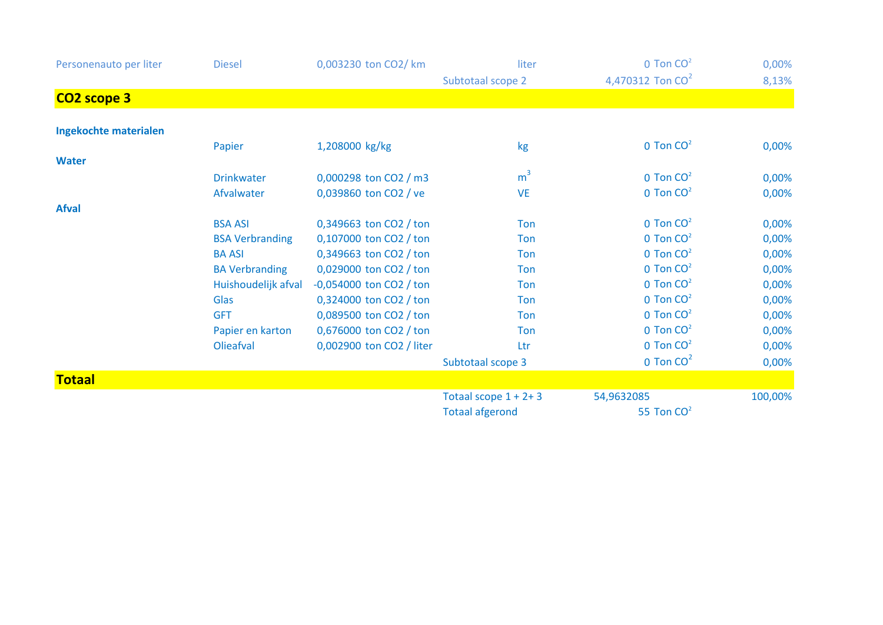| | | | | | | |
|---|---|---|---|---|---|---|
| Personenauto per liter | Diesel | 0,003230 | ton CO2/ km | liter | 0 Ton $CO^2$ | 0,00% |
| | | | | Subtotaal scope 2 | 4,470312 Ton $CO^2$ | 8,13% |
| **CO2 scope 3** | | | | | | |
| **Ingekochte materialen** | | | | | | |
| | Papier | 1,208000 | kg/kg | kg | 0 Ton $CO^2$ | 0,00% |
| **Water** | | | | | | |
| | Drinkwater | 0,000298 | ton CO2 / m3 | $m^3$ | 0 Ton $CO^2$ | 0,00% |
| | Afvalwater | 0,039860 | ton CO2 / ve | VE | 0 Ton $CO^2$ | 0,00% |
| **Afval** | | | | | | |
| | BSA ASI | 0,349663 | ton CO2 / ton | Ton | 0 Ton $CO^2$ | 0,00% |
| | BSA Verbranding | 0,107000 | ton CO2 / ton | Ton | 0 Ton $CO^2$ | 0,00% |
| | BA ASI | 0,349663 | ton CO2 / ton | Ton | 0 Ton $CO^2$ | 0,00% |
| | BA Verbranding | 0,029000 | ton CO2 / ton | Ton | 0 Ton $CO^2$ | 0,00% |
| | Huishoudelijk afval | -0,054000 | ton CO2 / ton | Ton | 0 Ton $CO^2$ | 0,00% |
| | Glas | 0,324000 | ton CO2 / ton | Ton | 0 Ton $CO^2$ | 0,00% |
| | GFT | 0,089500 | ton CO2 / ton | Ton | 0 Ton $CO^2$ | 0,00% |
| | Papier en karton | 0,676000 | ton CO2 / ton | Ton | 0 Ton $CO^2$ | 0,00% |
| | Olieafval | 0,002900 | ton CO2 / liter | Ltr | 0 Ton $CO^2$ | 0,00% |
| | | | | Subtotaal scope 3 | 0 Ton $CO^2$ | 0,00% |
| **Totaal** | | | | | | |
| | | | | Totaal scope 1 + 2+ 3 | 54,9632085 | 100,00% |
| | | | | Totaal afgerond | 55 Ton $CO^2$ | |